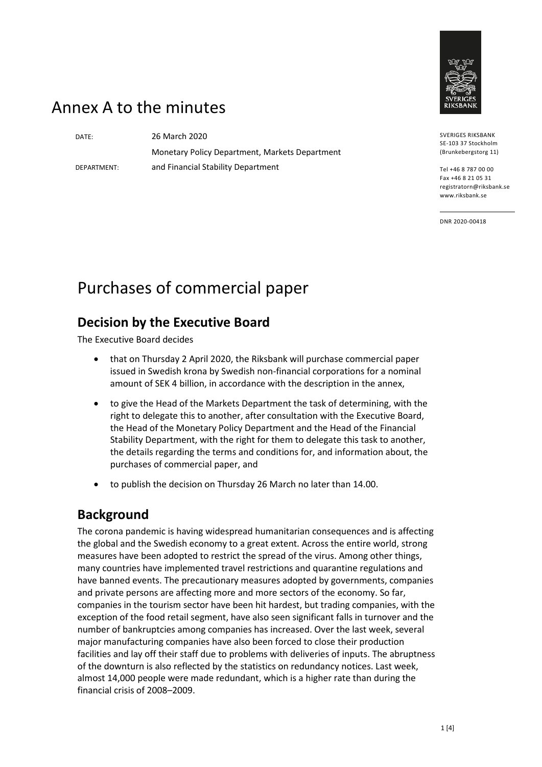# Annex A to the minutes

DATE: 26 March 2020

DEPARTMENT: Monetary Policy Department, Markets Department and Financial Stability Department

SVERIGES RIKSBANK
SE-103 37 Stockholm
(Brunkebergstorg 11)

Tel +46 8 787 00 00
Fax +46 8 21 05 31
registratorn@riksbank.se
www.riksbank.se

DNR 2020-00418

# Purchases of commercial paper

## Decision by the Executive Board

The Executive Board decides

- that on Thursday 2 April 2020, the Riksbank will purchase commercial paper issued in Swedish krona by Swedish non-financial corporations for a nominal amount of SEK 4 billion, in accordance with the description in the annex,
- to give the Head of the Markets Department the task of determining, with the right to delegate this to another, after consultation with the Executive Board, the Head of the Monetary Policy Department and the Head of the Financial Stability Department, with the right for them to delegate this task to another, the details regarding the terms and conditions for, and information about, the purchases of commercial paper, and
- to publish the decision on Thursday 26 March no later than 14.00.

## Background

The corona pandemic is having widespread humanitarian consequences and is affecting the global and the Swedish economy to a great extent. Across the entire world, strong measures have been adopted to restrict the spread of the virus. Among other things, many countries have implemented travel restrictions and quarantine regulations and have banned events. The precautionary measures adopted by governments, companies and private persons are affecting more and more sectors of the economy. So far, companies in the tourism sector have been hit hardest, but trading companies, with the exception of the food retail segment, have also seen significant falls in turnover and the number of bankruptcies among companies has increased. Over the last week, several major manufacturing companies have also been forced to close their production facilities and lay off their staff due to problems with deliveries of inputs. The abruptness of the downturn is also reflected by the statistics on redundancy notices. Last week, almost 14,000 people were made redundant, which is a higher rate than during the financial crisis of 2008–2009.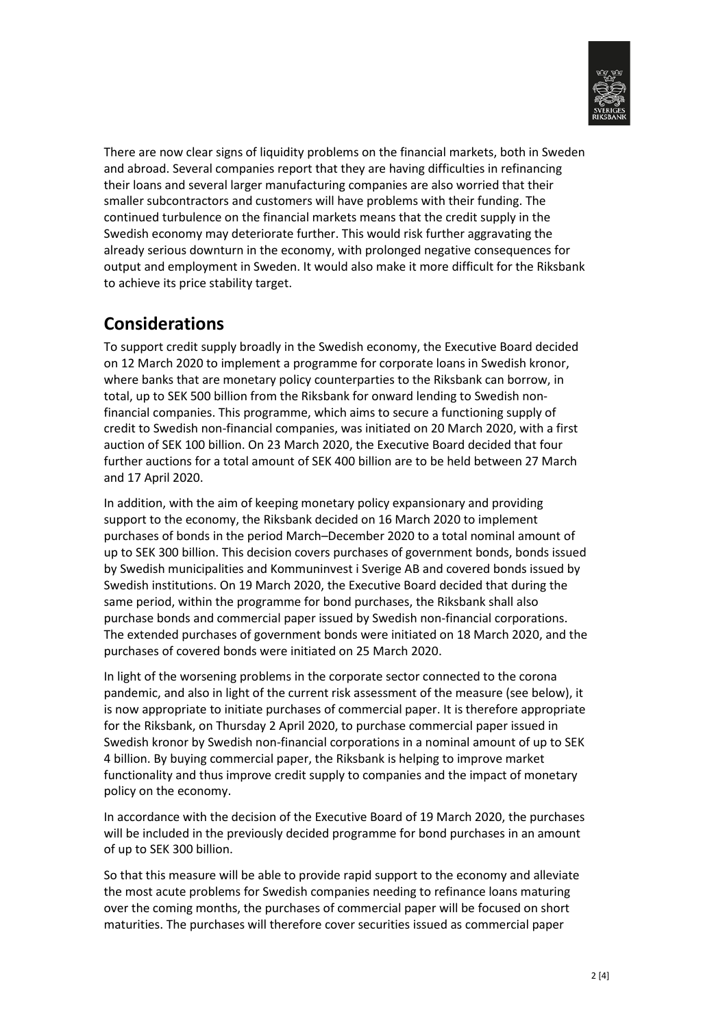There are now clear signs of liquidity problems on the financial markets, both in Sweden and abroad. Several companies report that they are having difficulties in refinancing their loans and several larger manufacturing companies are also worried that their smaller subcontractors and customers will have problems with their funding. The continued turbulence on the financial markets means that the credit supply in the Swedish economy may deteriorate further. This would risk further aggravating the already serious downturn in the economy, with prolonged negative consequences for output and employment in Sweden. It would also make it more difficult for the Riksbank to achieve its price stability target.

## Considerations

To support credit supply broadly in the Swedish economy, the Executive Board decided on 12 March 2020 to implement a programme for corporate loans in Swedish kronor, where banks that are monetary policy counterparties to the Riksbank can borrow, in total, up to SEK 500 billion from the Riksbank for onward lending to Swedish non-financial companies. This programme, which aims to secure a functioning supply of credit to Swedish non-financial companies, was initiated on 20 March 2020, with a first auction of SEK 100 billion. On 23 March 2020, the Executive Board decided that four further auctions for a total amount of SEK 400 billion are to be held between 27 March and 17 April 2020.

In addition, with the aim of keeping monetary policy expansionary and providing support to the economy, the Riksbank decided on 16 March 2020 to implement purchases of bonds in the period March–December 2020 to a total nominal amount of up to SEK 300 billion. This decision covers purchases of government bonds, bonds issued by Swedish municipalities and Kommuninvest i Sverige AB and covered bonds issued by Swedish institutions. On 19 March 2020, the Executive Board decided that during the same period, within the programme for bond purchases, the Riksbank shall also purchase bonds and commercial paper issued by Swedish non-financial corporations. The extended purchases of government bonds were initiated on 18 March 2020, and the purchases of covered bonds were initiated on 25 March 2020.

In light of the worsening problems in the corporate sector connected to the corona pandemic, and also in light of the current risk assessment of the measure (see below), it is now appropriate to initiate purchases of commercial paper. It is therefore appropriate for the Riksbank, on Thursday 2 April 2020, to purchase commercial paper issued in Swedish kronor by Swedish non-financial corporations in a nominal amount of up to SEK 4 billion. By buying commercial paper, the Riksbank is helping to improve market functionality and thus improve credit supply to companies and the impact of monetary policy on the economy.

In accordance with the decision of the Executive Board of 19 March 2020, the purchases will be included in the previously decided programme for bond purchases in an amount of up to SEK 300 billion.

So that this measure will be able to provide rapid support to the economy and alleviate the most acute problems for Swedish companies needing to refinance loans maturing over the coming months, the purchases of commercial paper will be focused on short maturities. The purchases will therefore cover securities issued as commercial paper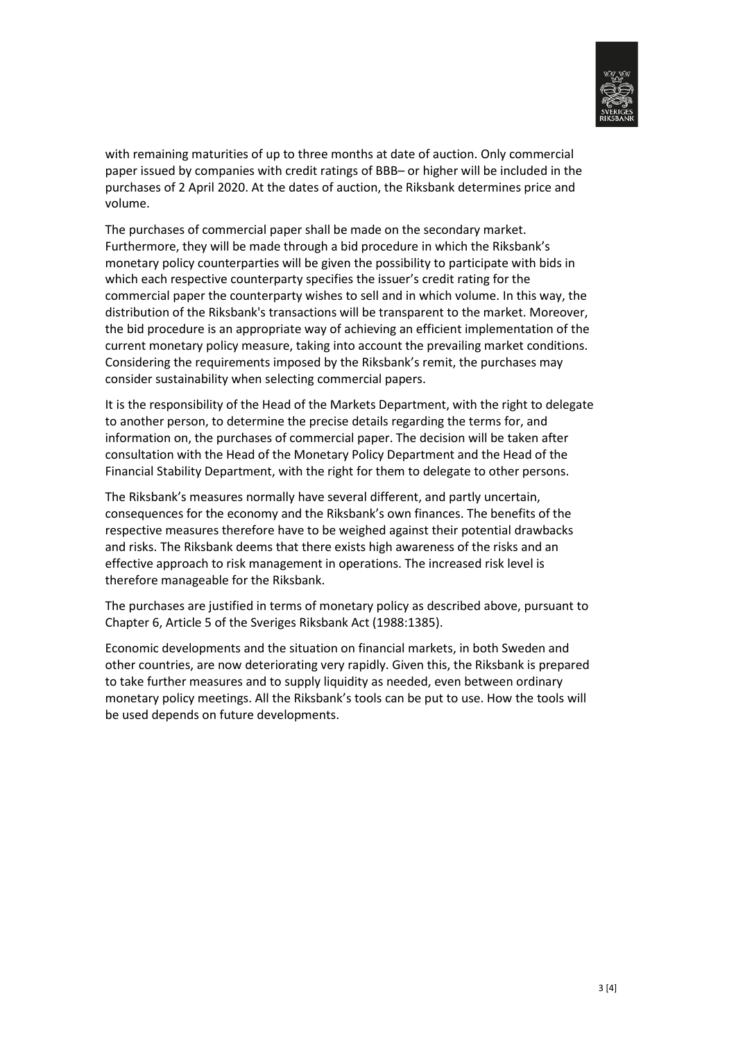with remaining maturities of up to three months at date of auction. Only commercial paper issued by companies with credit ratings of BBB– or higher will be included in the purchases of 2 April 2020. At the dates of auction, the Riksbank determines price and volume.

The purchases of commercial paper shall be made on the secondary market. Furthermore, they will be made through a bid procedure in which the Riksbank's monetary policy counterparties will be given the possibility to participate with bids in which each respective counterparty specifies the issuer's credit rating for the commercial paper the counterparty wishes to sell and in which volume. In this way, the distribution of the Riksbank's transactions will be transparent to the market. Moreover, the bid procedure is an appropriate way of achieving an efficient implementation of the current monetary policy measure, taking into account the prevailing market conditions. Considering the requirements imposed by the Riksbank's remit, the purchases may consider sustainability when selecting commercial papers.

It is the responsibility of the Head of the Markets Department, with the right to delegate to another person, to determine the precise details regarding the terms for, and information on, the purchases of commercial paper. The decision will be taken after consultation with the Head of the Monetary Policy Department and the Head of the Financial Stability Department, with the right for them to delegate to other persons.

The Riksbank's measures normally have several different, and partly uncertain, consequences for the economy and the Riksbank's own finances. The benefits of the respective measures therefore have to be weighed against their potential drawbacks and risks. The Riksbank deems that there exists high awareness of the risks and an effective approach to risk management in operations. The increased risk level is therefore manageable for the Riksbank.

The purchases are justified in terms of monetary policy as described above, pursuant to Chapter 6, Article 5 of the Sveriges Riksbank Act (1988:1385).

Economic developments and the situation on financial markets, in both Sweden and other countries, are now deteriorating very rapidly. Given this, the Riksbank is prepared to take further measures and to supply liquidity as needed, even between ordinary monetary policy meetings. All the Riksbank's tools can be put to use. How the tools will be used depends on future developments.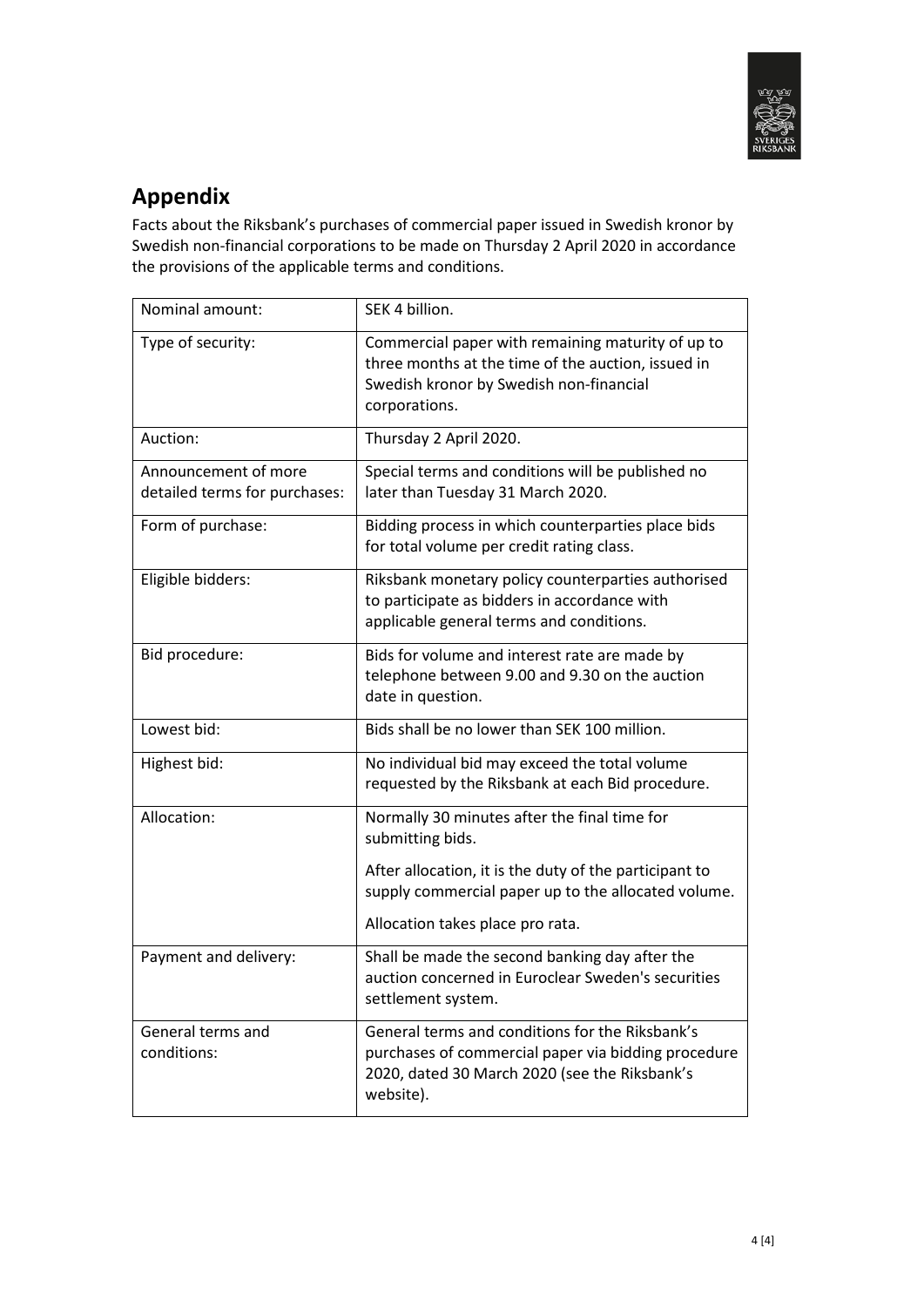## Appendix

Facts about the Riksbank's purchases of commercial paper issued in Swedish kronor by Swedish non-financial corporations to be made on Thursday 2 April 2020 in accordance the provisions of the applicable terms and conditions.

| | |
|---|---|
| Nominal amount: | SEK 4 billion. |
| Type of security: | Commercial paper with remaining maturity of up to three months at the time of the auction, issued in Swedish kronor by Swedish non-financial corporations. |
| Auction: | Thursday 2 April 2020. |
| Announcement of more detailed terms for purchases: | Special terms and conditions will be published no later than Tuesday 31 March 2020. |
| Form of purchase: | Bidding process in which counterparties place bids for total volume per credit rating class. |
| Eligible bidders: | Riksbank monetary policy counterparties authorised to participate as bidders in accordance with applicable general terms and conditions. |
| Bid procedure: | Bids for volume and interest rate are made by telephone between 9.00 and 9.30 on the auction date in question. |
| Lowest bid: | Bids shall be no lower than SEK 100 million. |
| Highest bid: | No individual bid may exceed the total volume requested by the Riksbank at each Bid procedure. |
| Allocation: | Normally 30 minutes after the final time for submitting bids.<br><br>After allocation, it is the duty of the participant to supply commercial paper up to the allocated volume.<br><br>Allocation takes place pro rata. |
| Payment and delivery: | Shall be made the second banking day after the auction concerned in Euroclear Sweden's securities settlement system. |
| General terms and conditions: | General terms and conditions for the Riksbank's purchases of commercial paper via bidding procedure 2020, dated 30 March 2020 (see the Riksbank's website). |